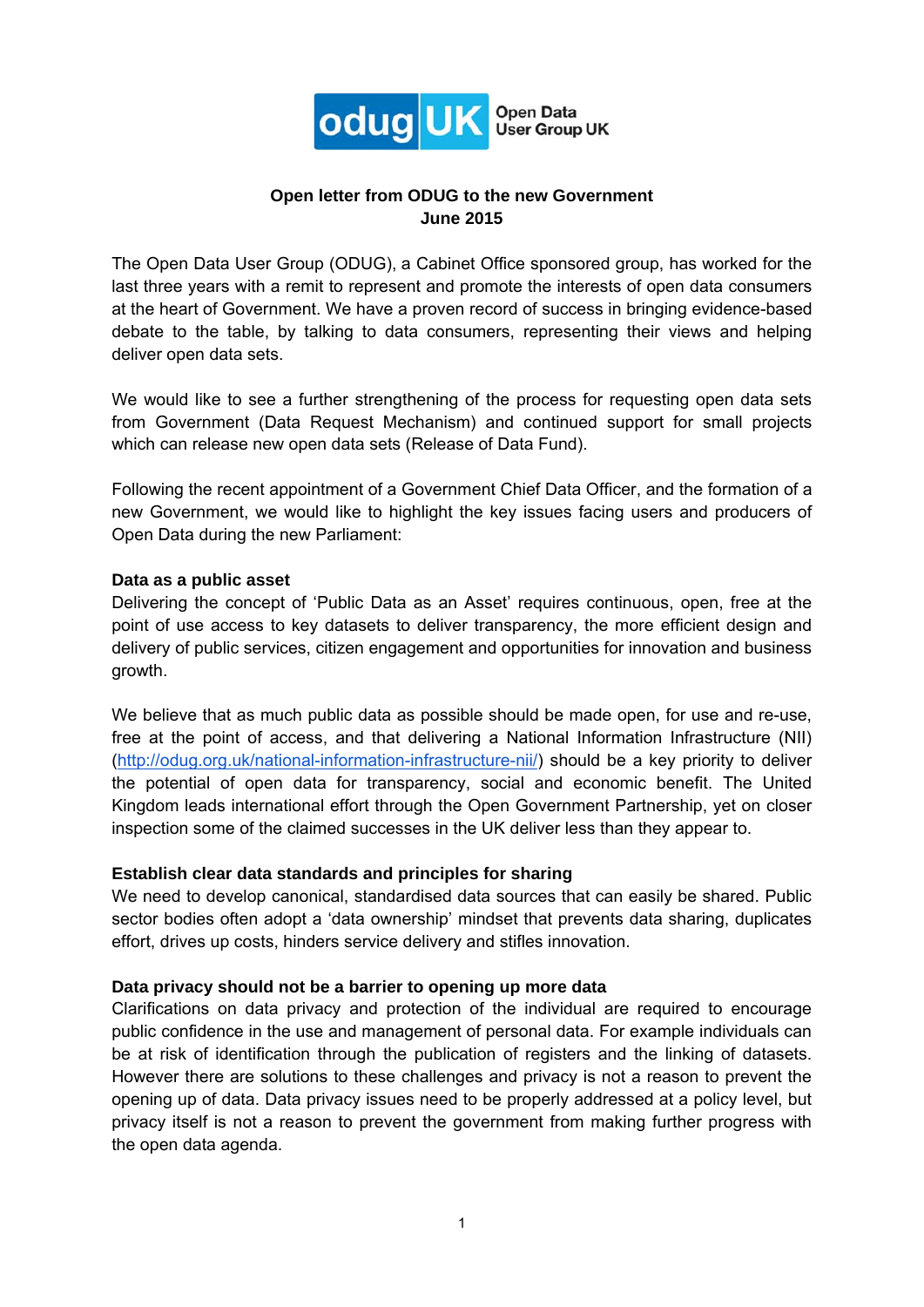odug UK Open Data User Group UK

# Open letter from ODUG to the new Government
## June 2015

The Open Data User Group (ODUG), a Cabinet Office sponsored group, has worked for the last three years with a remit to represent and promote the interests of open data consumers at the heart of Government. We have a proven record of success in bringing evidence-based debate to the table, by talking to data consumers, representing their views and helping deliver open data sets.

We would like to see a further strengthening of the process for requesting open data sets from Government (Data Request Mechanism) and continued support for small projects which can release new open data sets (Release of Data Fund).

Following the recent appointment of a Government Chief Data Officer, and the formation of a new Government, we would like to highlight the key issues facing users and producers of Open Data during the new Parliament:

**Data as a public asset**

Delivering the concept of 'Public Data as an Asset' requires continuous, open, free at the point of use access to key datasets to deliver transparency, the more efficient design and delivery of public services, citizen engagement and opportunities for innovation and business growth.

We believe that as much public data as possible should be made open, for use and re-use, free at the point of access, and that delivering a National Information Infrastructure (NII) ([http://odug.org.uk/national-information-infrastructure-nii/](http://odug.org.uk/national-information-infrastructure-nii/)) should be a key priority to deliver the potential of open data for transparency, social and economic benefit. The United Kingdom leads international effort through the Open Government Partnership, yet on closer inspection some of the claimed successes in the UK deliver less than they appear to.

**Establish clear data standards and principles for sharing**

We need to develop canonical, standardised data sources that can easily be shared. Public sector bodies often adopt a 'data ownership' mindset that prevents data sharing, duplicates effort, drives up costs, hinders service delivery and stifles innovation.

**Data privacy should not be a barrier to opening up more data**

Clarifications on data privacy and protection of the individual are required to encourage public confidence in the use and management of personal data. For example individuals can be at risk of identification through the publication of registers and the linking of datasets. However there are solutions to these challenges and privacy is not a reason to prevent the opening up of data. Data privacy issues need to be properly addressed at a policy level, but privacy itself is not a reason to prevent the government from making further progress with the open data agenda.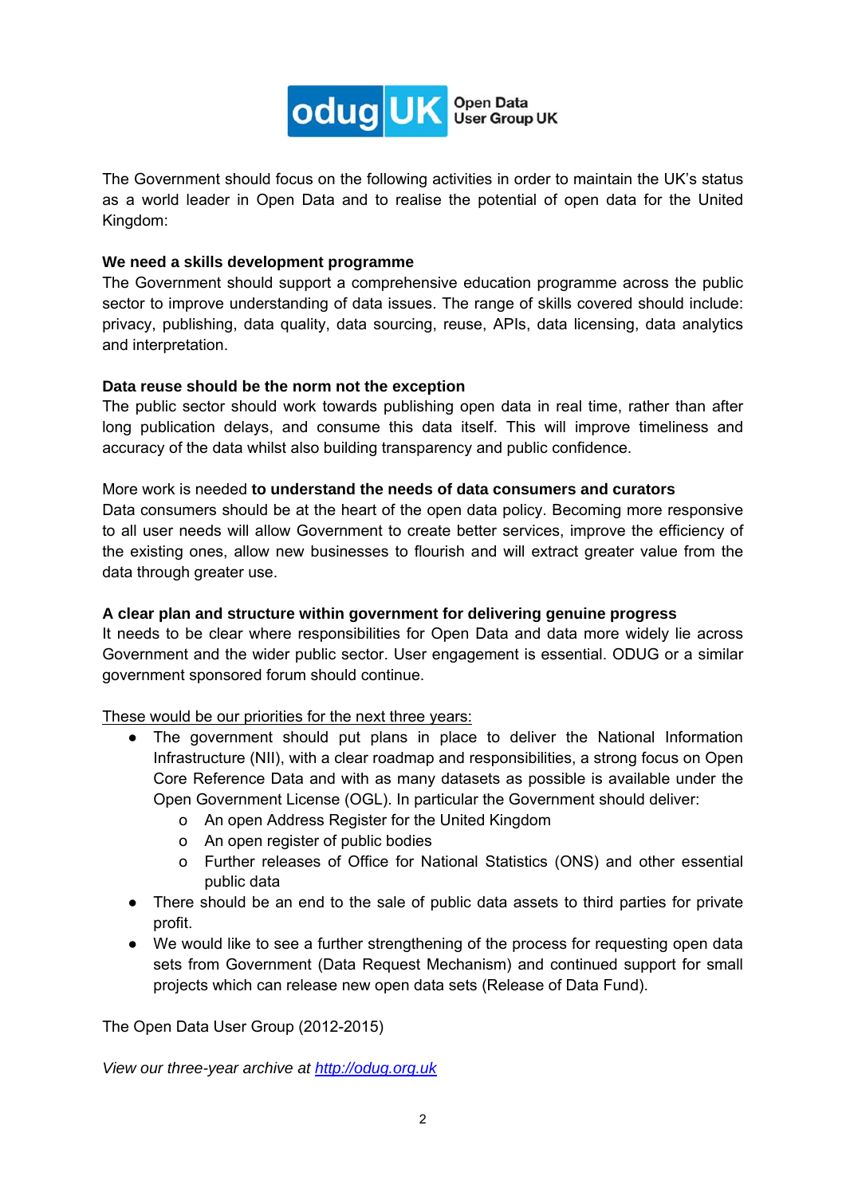odug UK Open Data User Group UK

The Government should focus on the following activities in order to maintain the UK's status as a world leader in Open Data and to realise the potential of open data for the United Kingdom:

**We need a skills development programme**

The Government should support a comprehensive education programme across the public sector to improve understanding of data issues. The range of skills covered should include: privacy, publishing, data quality, data sourcing, reuse, APIs, data licensing, data analytics and interpretation.

**Data reuse should be the norm not the exception**

The public sector should work towards publishing open data in real time, rather than after long publication delays, and consume this data itself. This will improve timeliness and accuracy of the data whilst also building transparency and public confidence.

More work is needed **to understand the needs of data consumers and curators**

Data consumers should be at the heart of the open data policy. Becoming more responsive to all user needs will allow Government to create better services, improve the efficiency of the existing ones, allow new businesses to flourish and will extract greater value from the data through greater use.

**A clear plan and structure within government for delivering genuine progress**

It needs to be clear where responsibilities for Open Data and data more widely lie across Government and the wider public sector. User engagement is essential. ODUG or a similar government sponsored forum should continue.

<u>These would be our priorities for the next three years:</u>

- The government should put plans in place to deliver the National Information Infrastructure (NII), with a clear roadmap and responsibilities, a strong focus on Open Core Reference Data and with as many datasets as possible is available under the Open Government License (OGL). In particular the Government should deliver:
  - An open Address Register for the United Kingdom
  - An open register of public bodies
  - Further releases of Office for National Statistics (ONS) and other essential public data
- There should be an end to the sale of public data assets to third parties for private profit.
- We would like to see a further strengthening of the process for requesting open data sets from Government (Data Request Mechanism) and continued support for small projects which can release new open data sets (Release of Data Fund).

The Open Data User Group (2012-2015)

*View our three-year archive at [http://odug.org.uk](http://odug.org.uk)*